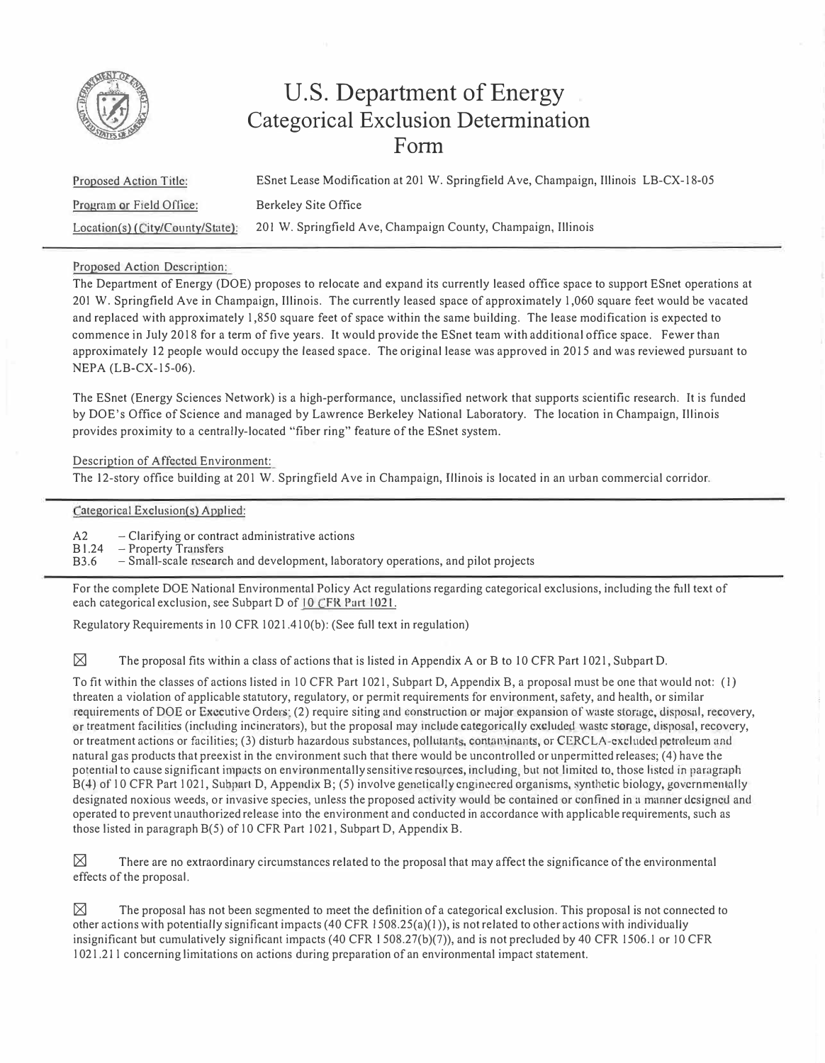# U.S. Department of Energy Categorical Exclusion Determination Form

Proposed Action Title: ESnet Lease Modification at 201 W. Springfield Ave, Champaign, Illinois LB-CX-18-05

Program or Field Office: Berkeley Site Office

Location(s) (City/County/State): 201 W. Springfield Ave, Champaign County, Champaign, Illinois

---

Proposed Action Description:

The Department of Energy (DOE) proposes to relocate and expand its currently leased office space to support ESnet operations at 201 W. Springfield Ave in Champaign, Illinois. The currently leased space of approximately 1,060 square feet would be vacated and replaced with approximately 1,850 square feet of space within the same building. The lease modification is expected to commence in July 2018 for a term of five years. It would provide the ESnet team with additional office space. Fewer than approximately 12 people would occupy the leased space. The original lease was approved in 2015 and was reviewed pursuant to NEPA (LB-CX-15-06).

The ESnet (Energy Sciences Network) is a high-performance, unclassified network that supports scientific research. It is funded by DOE's Office of Science and managed by Lawrence Berkeley National Laboratory. The location in Champaign, Illinois provides proximity to a centrally-located "fiber ring" feature of the ESnet system.

Description of Affected Environment:

The 12-story office building at 201 W. Springfield Ave in Champaign, Illinois is located in an urban commercial corridor.

---

Categorical Exclusion(s) Applied:

A2 – Clarifying or contract administrative actions
B1.24 – Property Transfers
B3.6 – Small-scale research and development, laboratory operations, and pilot projects

---

For the complete DOE National Environmental Policy Act regulations regarding categorical exclusions, including the full text of each categorical exclusion, see Subpart D of 10 CFR Part 1021.

Regulatory Requirements in 10 CFR 1021.410(b): (See full text in regulation)

☒ The proposal fits within a class of actions that is listed in Appendix A or B to 10 CFR Part 1021, Subpart D.

To fit within the classes of actions listed in 10 CFR Part 1021, Subpart D, Appendix B, a proposal must be one that would not: (1) threaten a violation of applicable statutory, regulatory, or permit requirements for environment, safety, and health, or similar requirements of DOE or Executive Orders; (2) require siting and construction or major expansion of waste storage, disposal, recovery, or treatment facilities (including incinerators), but the proposal may include categorically excluded waste storage, disposal, recovery, or treatment actions or facilities; (3) disturb hazardous substances, pollutants, contaminants, or CERCLA-excluded petroleum and natural gas products that preexist in the environment such that there would be uncontrolled or unpermitted releases; (4) have the potential to cause significant impacts on environmentally sensitive resources, including, but not limited to, those listed in paragraph B(4) of 10 CFR Part 1021, Subpart D, Appendix B; (5) involve genetically engineered organisms, synthetic biology, governmentally designated noxious weeds, or invasive species, unless the proposed activity would be contained or confined in a manner designed and operated to prevent unauthorized release into the environment and conducted in accordance with applicable requirements, such as those listed in paragraph B(5) of 10 CFR Part 1021, Subpart D, Appendix B.

☒ There are no extraordinary circumstances related to the proposal that may affect the significance of the environmental effects of the proposal.

☒ The proposal has not been segmented to meet the definition of a categorical exclusion. This proposal is not connected to other actions with potentially significant impacts (40 CFR 1508.25(a)(1)), is not related to other actions with individually insignificant but cumulatively significant impacts (40 CFR 1508.27(b)(7)), and is not precluded by 40 CFR 1506.1 or 10 CFR 1021.211 concerning limitations on actions during preparation of an environmental impact statement.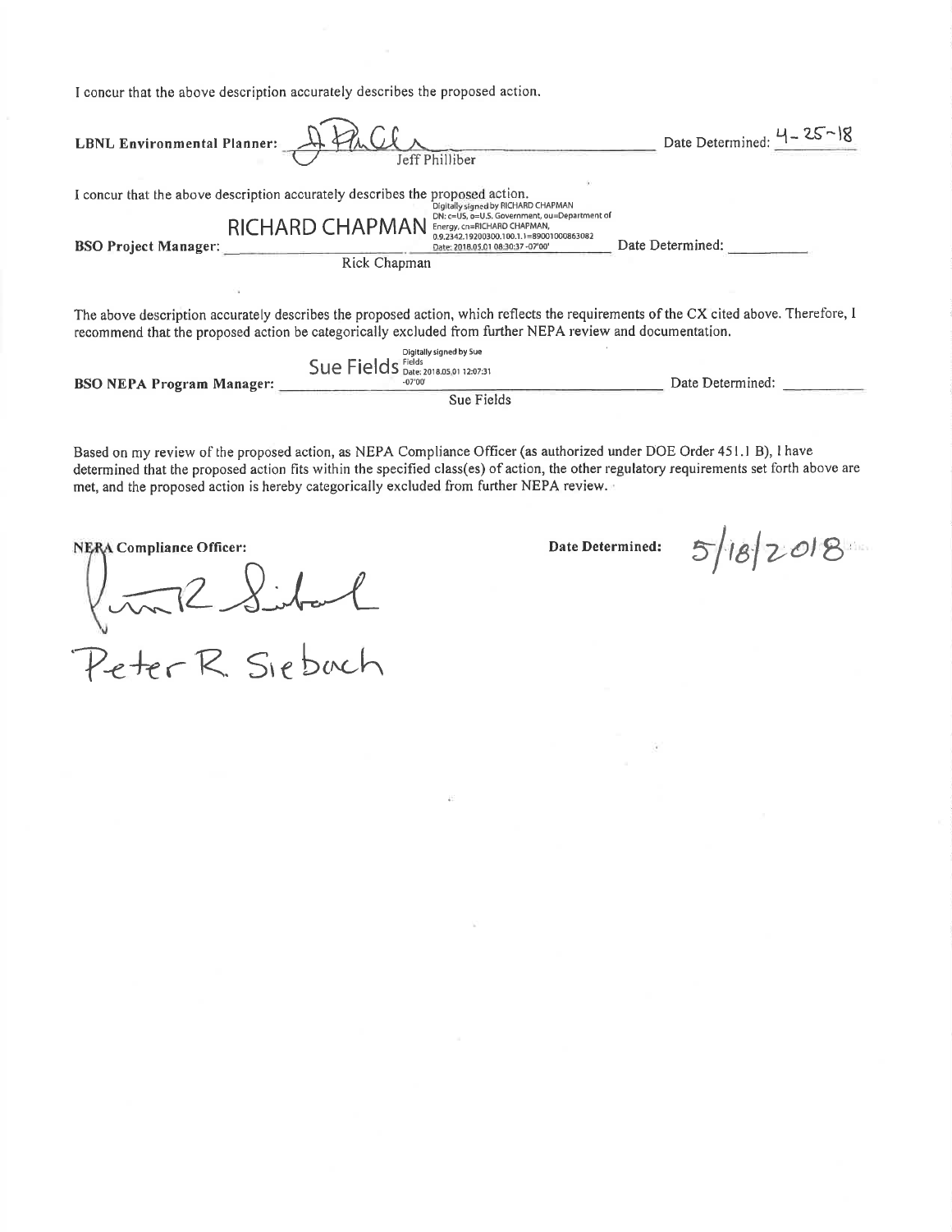I concur that the above description accurately describes the proposed action.

**LBNL Environmental Planner:** Jeff Philliber Date Determined: 4-25-18

I concur that the above description accurately describes the proposed action.

**BSO Project Manager:** RICHARD CHAPMAN Digitally signed by RICHARD CHAPMAN DN: c=US, o=U.S. Government, ou=Department of Energy, cn=RICHARD CHAPMAN, 0.9.2342.19200300.100.1.1=89001000863082 Date: 2018.05.01 08:30:37 -07'00' Date Determined: ________

Rick Chapman

The above description accurately describes the proposed action, which reflects the requirements of the CX cited above. Therefore, I recommend that the proposed action be categorically excluded from further NEPA review and documentation.

**BSO NEPA Program Manager:** Sue Fields Digitally signed by Sue Fields Date: 2018.05.01 12:07:31 -07'00' Date Determined: ________

Sue Fields

Based on my review of the proposed action, as NEPA Compliance Officer (as authorized under DOE Order 451.1 B), I have determined that the proposed action fits within the specified class(es) of action, the other regulatory requirements set forth above are met, and the proposed action is hereby categorically excluded from further NEPA review.

**NEPA Compliance Officer:** **Date Determined:** 5/18/2018

Peter R. Siebach